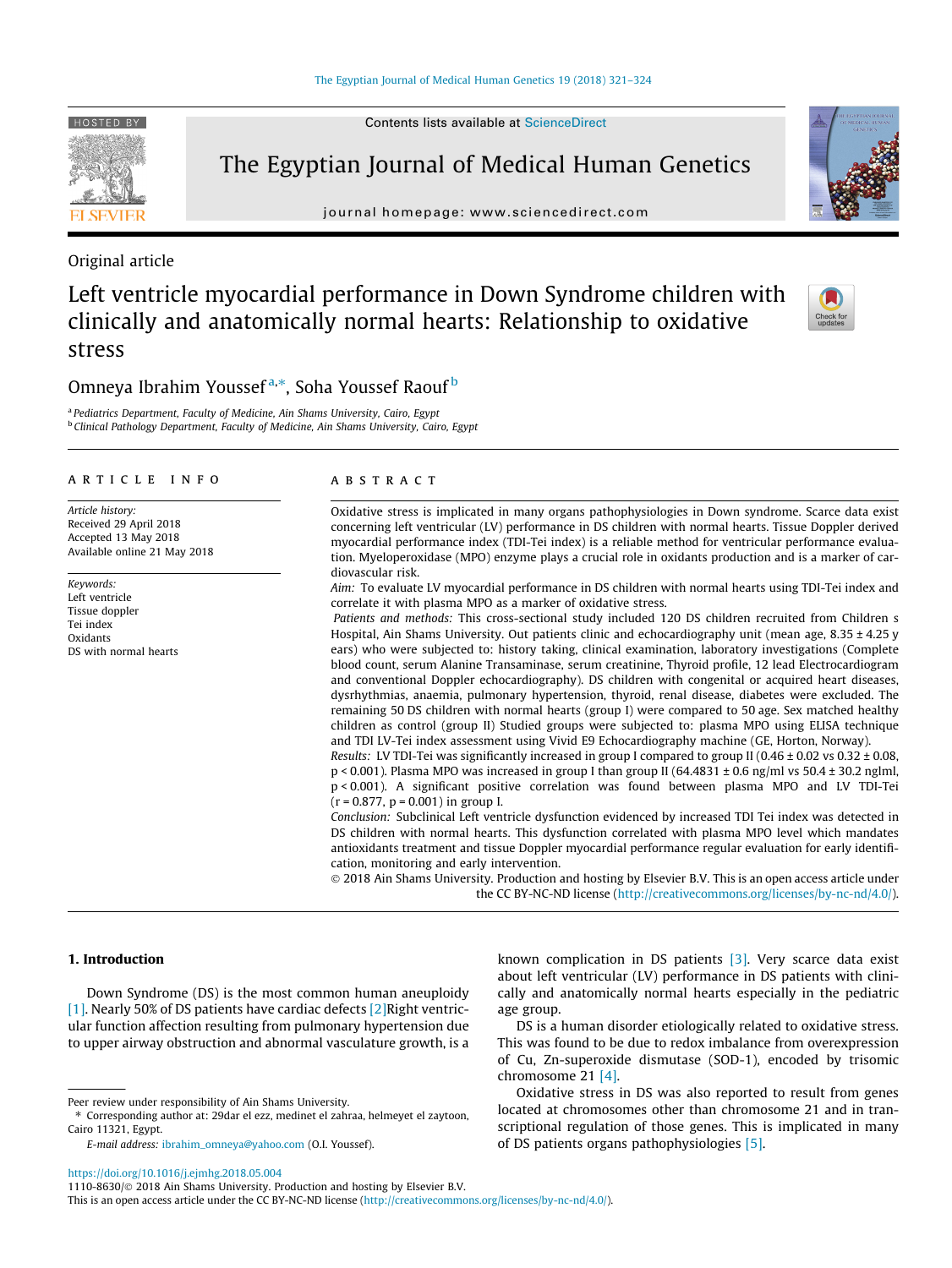Original article

# Left ventricle myocardial performance in Down Syndrome children with clinically and anatomically normal hearts: Relationship to oxidative stress

Omneya Ibrahim Youssef [a,*], Soha Youssef Raouf [b]

[a] Pediatrics Department, Faculty of Medicine, Ain Shams University, Cairo, Egypt
[b] Clinical Pathology Department, Faculty of Medicine, Ain Shams University, Cairo, Egypt

**ARTICLE INFO**

*Article history:*
Received 29 April 2018
Accepted 13 May 2018
Available online 21 May 2018

*Keywords:*
Left ventricle
Tissue doppler
Tei index
Oxidants
DS with normal hearts

**ABSTRACT**

Oxidative stress is implicated in many organs pathophysiologies in Down syndrome. Scarce data exist concerning left ventricular (LV) performance in DS children with normal hearts. Tissue Doppler derived myocardial performance index (TDI-Tei index) is a reliable method for ventricular performance evaluation. Myeloperoxidase (MPO) enzyme plays a crucial role in oxidants production and is a marker of cardiovascular risk.

*Aim:* To evaluate LV myocardial performance in DS children with normal hearts using TDI-Tei index and correlate it with plasma MPO as a marker of oxidative stress.

*Patients and methods:* This cross-sectional study included 120 DS children recruited from Children s Hospital, Ain Shams University. Out patients clinic and echocardiography unit (mean age, 8.35 ± 4.25 y ears) who were subjected to: history taking, clinical examination, laboratory investigations (Complete blood count, serum Alanine Transaminase, serum creatinine, Thyroid profile, 12 lead Electrocardiogram and conventional Doppler echocardiography). DS children with congenital or acquired heart diseases, dysrhythmias, anaemia, pulmonary hypertension, thyroid, renal disease, diabetes were excluded. The remaining 50 DS children with normal hearts (group I) were compared to 50 age. Sex matched healthy children as control (group II) Studied groups were subjected to: plasma MPO using ELISA technique and TDI LV-Tei index assessment using Vivid E9 Echocardiography machine (GE, Horton, Norway).

*Results:* LV TDI-Tei was significantly increased in group I compared to group II (0.46 ± 0.02 vs 0.32 ± 0.08, $p < 0.001$). Plasma MPO was increased in group I than group II (64.4831 ± 0.6 ng/ml vs 50.4 ± 30.2 nglml, $p < 0.001$). A significant positive correlation was found between plasma MPO and LV TDI-Tei ($r = 0.877$, $p = 0.001$) in group I.

*Conclusion:* Subclinical Left ventricle dysfunction evidenced by increased TDI Tei index was detected in DS children with normal hearts. This dysfunction correlated with plasma MPO level which mandates antioxidants treatment and tissue Doppler myocardial performance regular evaluation for early identification, monitoring and early intervention.

© 2018 Ain Shams University. Production and hosting by Elsevier B.V. This is an open access article under the CC BY-NC-ND license (http://creativecommons.org/licenses/by-nc-nd/4.0/).

## 1. Introduction

Down Syndrome (DS) is the most common human aneuploidy [1]. Nearly 50% of DS patients have cardiac defects [2]Right ventricular function affection resulting from pulmonary hypertension due to upper airway obstruction and abnormal vasculature growth, is a known complication in DS patients [3]. Very scarce data exist about left ventricular (LV) performance in DS patients with clinically and anatomically normal hearts especially in the pediatric age group.

DS is a human disorder etiologically related to oxidative stress. This was found to be due to redox imbalance from overexpression of Cu, Zn-superoxide dismutase (SOD-1), encoded by trisomic chromosome 21 [4].

Oxidative stress in DS was also reported to result from genes located at chromosomes other than chromosome 21 and in transcriptional regulation of those genes. This is implicated in many of DS patients organs pathophysiologies [5].

Peer review under responsibility of Ain Shams University.
* Corresponding author at: 29dar el ezz, medinet el zahraa, helmeyet el zaytoon, Cairo 11321, Egypt.
*E-mail address:* ibrahim_omneya@yahoo.com (O.I. Youssef).

https://doi.org/10.1016/j.ejmhg.2018.05.004
1110-8630/© 2018 Ain Shams University. Production and hosting by Elsevier B.V.
This is an open access article under the CC BY-NC-ND license (http://creativecommons.org/licenses/by-nc-nd/4.0/).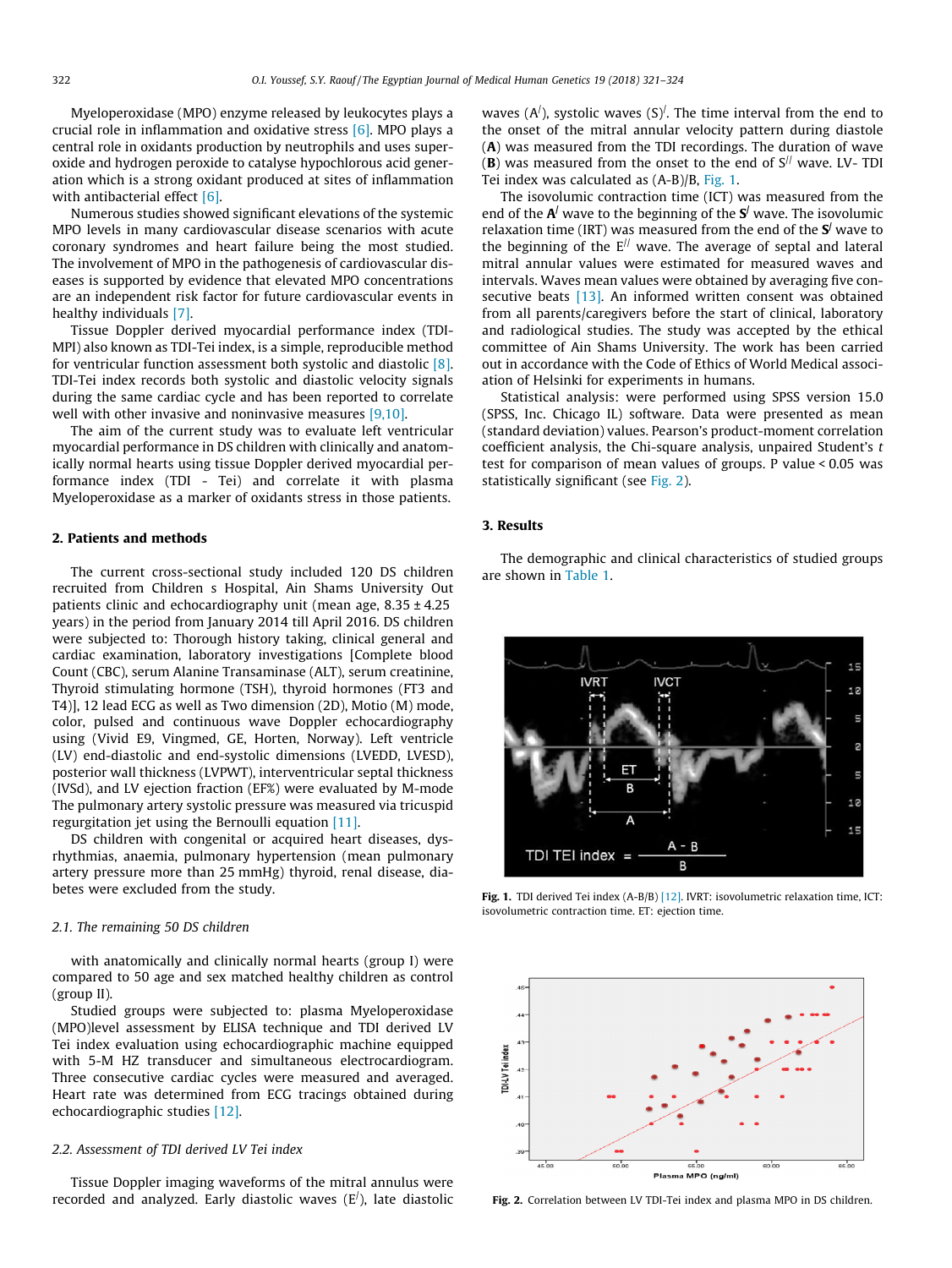Myeloperoxidase (MPO) enzyme released by leukocytes plays a crucial role in inflammation and oxidative stress [6]. MPO plays a central role in oxidants production by neutrophils and uses superoxide and hydrogen peroxide to catalyse hypochlorous acid generation which is a strong oxidant produced at sites of inflammation with antibacterial effect [6].

Numerous studies showed significant elevations of the systemic MPO levels in many cardiovascular disease scenarios with acute coronary syndromes and heart failure being the most studied. The involvement of MPO in the pathogenesis of cardiovascular diseases is supported by evidence that elevated MPO concentrations are an independent risk factor for future cardiovascular events in healthy individuals [7].

Tissue Doppler derived myocardial performance index (TDI-MPI) also known as TDI-Tei index, is a simple, reproducible method for ventricular function assessment both systolic and diastolic [8]. TDI-Tei index records both systolic and diastolic velocity signals during the same cardiac cycle and has been reported to correlate well with other invasive and noninvasive measures [9,10].

The aim of the current study was to evaluate left ventricular myocardial performance in DS children with clinically and anatomically normal hearts using tissue Doppler derived myocardial performance index (TDI - Tei) and correlate it with plasma Myeloperoxidase as a marker of oxidants stress in those patients.

## 2. Patients and methods

The current cross-sectional study included 120 DS children recruited from Children s Hospital, Ain Shams University Out patients clinic and echocardiography unit (mean age, 8.35 ± 4.25 years) in the period from January 2014 till April 2016. DS children were subjected to: Thorough history taking, clinical general and cardiac examination, laboratory investigations [Complete blood Count (CBC), serum Alanine Transaminase (ALT), serum creatinine, Thyroid stimulating hormone (TSH), thyroid hormones (FT3 and T4)], 12 lead ECG as well as Two dimension (2D), Motio (M) mode, color, pulsed and continuous wave Doppler echocardiography using (Vivid E9, Vingmed, GE, Horten, Norway). Left ventricle (LV) end-diastolic and end-systolic dimensions (LVEDD, LVESD), posterior wall thickness (LVPWT), interventricular septal thickness (IVSd), and LV ejection fraction (EF%) were evaluated by M-mode The pulmonary artery systolic pressure was measured via tricuspid regurgitation jet using the Bernoulli equation [11].

DS children with congenital or acquired heart diseases, dysrhythmias, anaemia, pulmonary hypertension (mean pulmonary artery pressure more than 25 mmHg) thyroid, renal disease, diabetes were excluded from the study.

### *2.1. The remaining 50 DS children*

with anatomically and clinically normal hearts (group I) were compared to 50 age and sex matched healthy children as control (group II).

Studied groups were subjected to: plasma Myeloperoxidase (MPO)level assessment by ELISA technique and TDI derived LV Tei index evaluation using echocardiographic machine equipped with 5-M HZ transducer and simultaneous electrocardiogram. Three consecutive cardiac cycles were measured and averaged. Heart rate was determined from ECG tracings obtained during echocardiographic studies [12].

### *2.2. Assessment of TDI derived LV Tei index*

Tissue Doppler imaging waveforms of the mitral annulus were recorded and analyzed. Early diastolic waves ($E^{/}$), late diastolic waves ($A^{/}$), systolic waves $(S)^{/}$. The time interval from the end to the onset of the mitral annular velocity pattern during diastole (**A**) was measured from the TDI recordings. The duration of wave (**B**) was measured from the onset to the end of $S^{//}$ wave. LV- TDI Tei index was calculated as (A-B)/B, Fig. 1.

The isovolumic contraction time (ICT) was measured from the end of the $\mathbf{A}^{/}$ wave to the beginning of the $\mathbf{S}^{/}$ wave. The isovolumic relaxation time (IRT) was measured from the end of the $\mathbf{S}^{/}$ wave to the beginning of the $E^{//}$ wave. The average of septal and lateral mitral annular values were estimated for measured waves and intervals. Waves mean values were obtained by averaging five consecutive beats [13]. An informed written consent was obtained from all parents/caregivers before the start of clinical, laboratory and radiological studies. The study was accepted by the ethical committee of Ain Shams University. The work has been carried out in accordance with the Code of Ethics of World Medical association of Helsinki for experiments in humans.

Statistical analysis: were performed using SPSS version 15.0 (SPSS, Inc. Chicago IL) software. Data were presented as mean (standard deviation) values. Pearson's product-moment correlation coefficient analysis, the Chi-square analysis, unpaired Student's *t* test for comparison of mean values of groups. P value < 0.05 was statistically significant (see Fig. 2).

## 3. Results

The demographic and clinical characteristics of studied groups are shown in Table 1.

**Fig. 1.** TDI derived Tei index (A-B/B) [12]. IVRT: isovolumetric relaxation time, ICT: isovolumetric contraction time. ET: ejection time.

**Fig. 2.** Correlation between LV TDI-Tei index and plasma MPO in DS children.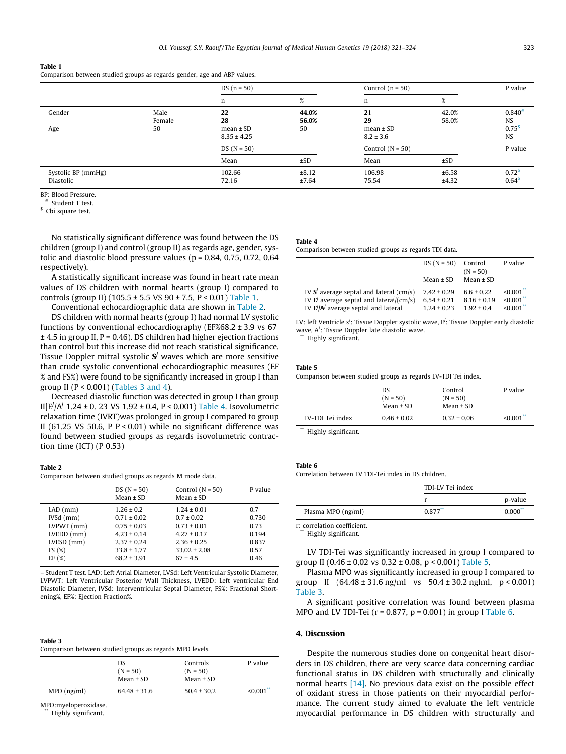**Table 1**
Comparison between studied groups as regards gender, age and ABP values.

| | | DS (n = 50) | | Control (n = 50) | | P value |
|---|---|---|---|---|---|---|
| | | n | % | n | % | |
| Gender | Male | **22** | **44.0%** | **21** | 42.0% | 0.840[#] |
| | Female | **28** | **56.0%** | **29** | 58.0% | NS |
| Age | 50 | mean ± SD | 50 | mean ± SD | | 0.75[$] |
| | | 8.35 ± 4.25 | | 8.2 ± 3.6 | | NS |
| | | DS (N = 50) | | Control (N = 50) | | P value |
| | | Mean | ±SD | Mean | ±SD | |
| Systolic BP (mmHg) | | 102.66 | ±8.12 | 106.98 | ±6.58 | 0.72[$] |
| Diastolic | | 72.16 | ±7.64 | 75.54 | ±4.32 | 0.64[$] |

BP: Blood Pressure.
[#] Student T test.
[$] Cbi square test.

No statistically significant difference was found between the DS children (group I) and control (group II) as regards age, gender, systolic and diastolic blood pressure values (p = 0.84, 0.75, 0.72, 0.64 respectively).

A statistically significant increase was found in heart rate mean values of DS children with normal hearts (group I) compared to controls (group II) (105.5 ± 5.5 VS 90 ± 7.5, P < 0.01) Table 1.

Conventional echocardiographic data are shown in Table 2.

DS children with normal hearts (group I) had normal LV systolic functions by conventional echocardiography (EF%68.2 ± 3.9 vs 67 ± 4.5 in group II, P = 0.46). DS children had higher ejection fractions than control but this increase did not reach statistical significance. Tissue Doppler mitral systolic **S**$^{/}$ waves which are more sensitive than crude systolic conventional echocardiographic measures (EF % and FS%) were found to be significantly increased in group I than group II (P < 0.001) (Tables 3 and 4).

Decreased diastolic function was detected in group I than group II[E$^{/}$/A$^{/}$ 1.24 ± 0. 23 VS 1.92 ± 0.4, P < 0.001) Table 4. Isovolumetric relaxation time (IVRT)was prolonged in group I compared to group II (61.25 VS 50.6, P P < 0.01) while no significant difference was found between studied groups as regards isovolumetric contraction time (ICT) (P 0.53)

**Table 2**
Comparison between studied groups as regards M mode data.

| | DS (N = 50) Mean ± SD | Control (N = 50) Mean ± SD | P value |
|---|---|---|---|
| LAD (mm) | 1.26 ± 0.2 | 1.24 ± 0.01 | 0.7 |
| IVSd (mm) | 0.71 ± 0.02 | 0.7 ± 0.02 | 0.730 |
| LVPWT (mm) | 0.75 ± 0.03 | 0.73 ± 0.01 | 0.73 |
| LVEDD (mm) | 4.23 ± 0.14 | 4.27 ± 0.17 | 0.194 |
| LVESD (mm) | 2.37 ± 0.24 | 2.36 ± 0.25 | 0.837 |
| FS (%) | 33.8 ± 1.77 | 33.02 ± 2.08 | 0.57 |
| EF (%) | 68.2 ± 3.91 | 67 ± 4.5 | 0.46 |

– Student T test. LAD: Left Atrial Diameter, LVSd: Left Ventricular Systolic Diameter, LVPWT: Left Ventricular Posterior Wall Thickness, LVEDD: Left ventricular End Diastolic Diameter, IVSd: Interventricular Septal Diameter, FS%: Fractional Shortening%, EF%: Ejection Fraction%.

**Table 3**
Comparison between studied groups as regards MPO levels.

| | DS (N = 50) Mean ± SD | Controls (N = 50) Mean ± SD | P value |
|---|---|---|---|
| MPO (ng/ml) | 64.48 ± 31.6 | 50.4 ± 30.2 | <0.001[**] |

MPO:myeloperoxidase.
[**] Highly significant.

**Table 4**
Comparison between studied groups as regards TDI data.

| | DS (N = 50) Mean ± SD | Control (N = 50) Mean ± SD | P value |
|---|---|---|---|
| LV **S**$^{/}$ average septal and lateral (cm/s) | 7.42 ± 0.29 | 6.6 ± 0.22 | <0.001[**] |
| LV **E**$^{/}$ average septal and latera$^{l}$/(cm/s) | 6.54 ± 0.21 | 8.16 ± 0.19 | <0.001[**] |
| LV **E**$^{/}$/**A**$^{/}$ average septal and lateral | 1.24 ± 0.23 | 1.92 ± 0.4 | <0.001[**] |

LV: left Ventricle s$^{/}$: Tissue Doppler systolic wave, E$^{/}$: Tissue Doppler early diastolic wave, A$^{/}$: Tissue Doppler late diastolic wave.
[**] Highly significant.

**Table 5**
Comparison between studied groups as regards LV-TDI Tei index.

| | DS (N = 50) Mean ± SD | Control (N = 50) Mean ± SD | P value |
|---|---|---|---|
| LV-TDI Tei index | 0.46 ± 0.02 | 0.32 ± 0.06 | <0.001[**] |

[**] Highly significant.

**Table 6**
Correlation between LV TDI-Tei index in DS children.

| | TDI-LV Tei index | |
|---|---|---|
| | r | p-value |
| Plasma MPO (ng/ml) | 0.877[**] | 0.000[**] |

r: correlation coefficient.
[**] Highly significant.

LV TDI-Tei was significantly increased in group I compared to group II (0.46 ± 0.02 vs 0.32 ± 0.08, p < 0.001) Table 5.

Plasma MPO was significantly increased in group I compared to group II (64.48 ± 31.6 ng/ml vs 50.4 ± 30.2 nglml, p < 0.001) Table 3.

A significant positive correlation was found between plasma MPO and LV TDI-Tei (r = 0.877, p = 0.001) in group I Table 6.

## 4. Discussion

Despite the numerous studies done on congenital heart disorders in DS children, there are very scarce data concerning cardiac functional status in DS children with structurally and clinically normal hearts [14]. No previous data exist on the possible effect of oxidant stress in those patients on their myocardial performance. The current study aimed to evaluate the left ventricle myocardial performance in DS children with structurally and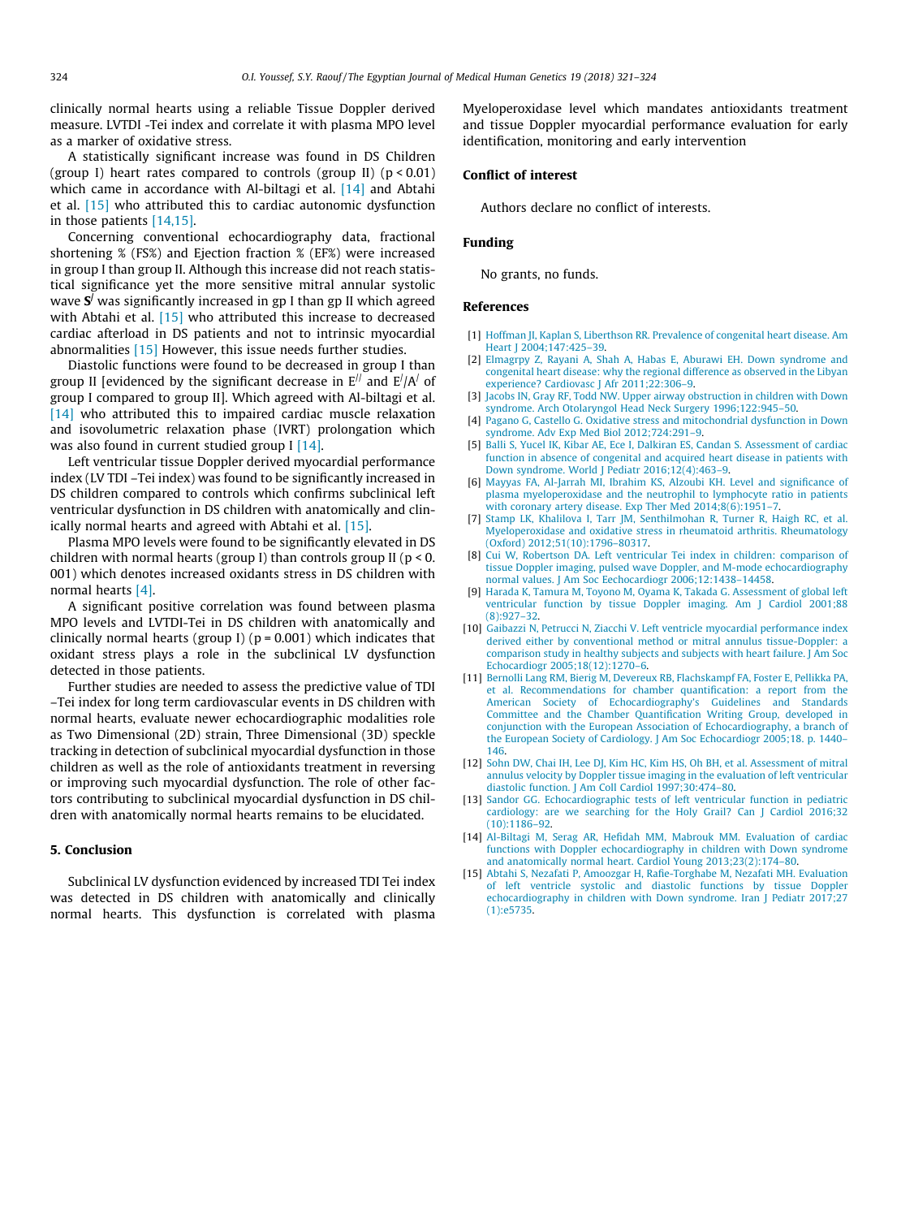clinically normal hearts using a reliable Tissue Doppler derived measure. LVTDI -Tei index and correlate it with plasma MPO level as a marker of oxidative stress.

A statistically significant increase was found in DS Children (group I) heart rates compared to controls (group II) ($p < 0.01$) which came in accordance with Al-biltagi et al. [14] and Abtahi et al. [15] who attributed this to cardiac autonomic dysfunction in those patients [14,15].

Concerning conventional echocardiography data, fractional shortening % (FS%) and Ejection fraction % (EF%) were increased in group I than group II. Although this increase did not reach statistical significance yet the more sensitive mitral annular systolic wave $\mathbf{S}^{/}$ was significantly increased in gp I than gp II which agreed with Abtahi et al. [15] who attributed this increase to decreased cardiac afterload in DS patients and not to intrinsic myocardial abnormalities [15] However, this issue needs further studies.

Diastolic functions were found to be decreased in group I than group II [evidenced by the significant decrease in $E^{//}$ and $E^{/}/A^{/}$ of group I compared to group II]. Which agreed with Al-biltagi et al. [14] who attributed this to impaired cardiac muscle relaxation and isovolumetric relaxation phase (IVRT) prolongation which was also found in current studied group I [14].

Left ventricular tissue Doppler derived myocardial performance index (LV TDI –Tei index) was found to be significantly increased in DS children compared to controls which confirms subclinical left ventricular dysfunction in DS children with anatomically and clinically normal hearts and agreed with Abtahi et al. [15].

Plasma MPO levels were found to be significantly elevated in DS children with normal hearts (group I) than controls group II ($p < 0.001$) which denotes increased oxidants stress in DS children with normal hearts [4].

A significant positive correlation was found between plasma MPO levels and LVTDI-Tei in DS children with anatomically and clinically normal hearts (group I) ($p = 0.001$) which indicates that oxidant stress plays a role in the subclinical LV dysfunction detected in those patients.

Further studies are needed to assess the predictive value of TDI –Tei index for long term cardiovascular events in DS children with normal hearts, evaluate newer echocardiographic modalities role as Two Dimensional (2D) strain, Three Dimensional (3D) speckle tracking in detection of subclinical myocardial dysfunction in those children as well as the role of antioxidants treatment in reversing or improving such myocardial dysfunction. The role of other factors contributing to subclinical myocardial dysfunction in DS children with anatomically normal hearts remains to be elucidated.

## 5. Conclusion

Subclinical LV dysfunction evidenced by increased TDI Tei index was detected in DS children with anatomically and clinically normal hearts. This dysfunction is correlated with plasma Myeloperoxidase level which mandates antioxidants treatment and tissue Doppler myocardial performance evaluation for early identification, monitoring and early intervention

## Conflict of interest

Authors declare no conflict of interests.

## Funding

No grants, no funds.

## References

[1] Hoffman JI, Kaplan S, Liberthson RR. Prevalence of congenital heart disease. Am Heart J 2004;147:425–39.

[2] Elmagrpy Z, Rayani A, Shah A, Habas E, Aburawi EH. Down syndrome and congenital heart disease: why the regional difference as observed in the Libyan experience? Cardiovasc J Afr 2011;22:306–9.

[3] Jacobs IN, Gray RF, Todd NW. Upper airway obstruction in children with Down syndrome. Arch Otolaryngol Head Neck Surgery 1996;122:945–50.

[4] Pagano G, Castello G. Oxidative stress and mitochondrial dysfunction in Down syndrome. Adv Exp Med Biol 2012;724:291–9.

[5] Balli S, Yucel IK, Kibar AE, Ece I, Dalkiran ES, Candan S. Assessment of cardiac function in absence of congenital and acquired heart disease in patients with Down syndrome. World J Pediatr 2016;12(4):463–9.

[6] Mayyas FA, Al-Jarrah MI, Ibrahim KS, Alzoubi KH. Level and significance of plasma myeloperoxidase and the neutrophil to lymphocyte ratio in patients with coronary artery disease. Exp Ther Med 2014;8(6):1951–7.

[7] Stamp LK, Khalilova I, Tarr JM, Senthilmohan R, Turner R, Haigh RC, et al. Myeloperoxidase and oxidative stress in rheumatoid arthritis. Rheumatology (Oxford) 2012;51(10):1796–80317.

[8] Cui W, Robertson DA. Left ventricular Tei index in children: comparison of tissue Doppler imaging, pulsed wave Doppler, and M-mode echocardiography normal values. J Am Soc Eechocardiogr 2006;12:1438–14458.

[9] Harada K, Tamura M, Toyono M, Oyama K, Takada G. Assessment of global left ventricular function by tissue Doppler imaging. Am J Cardiol 2001;88 (8):927–32.

[10] Gaibazzi N, Petrucci N, Ziacchi V. Left ventricle myocardial performance index derived either by conventional method or mitral annulus tissue-Doppler: a comparison study in healthy subjects and subjects with heart failure. J Am Soc Echocardiogr 2005;18(12):1270–6.

[11] Bernolli Lang RM, Bierig M, Devereux RB, Flachskampf FA, Foster E, Pellikka PA, et al. Recommendations for chamber quantification: a report from the American Society of Echocardiography's Guidelines and Standards Committee and the Chamber Quantification Writing Group, developed in conjunction with the European Association of Echocardiography, a branch of the European Society of Cardiology. J Am Soc Echocardiogr 2005;18. p. 1440–146.

[12] Sohn DW, Chai IH, Lee DJ, Kim HC, Kim HS, Oh BH, et al. Assessment of mitral annulus velocity by Doppler tissue imaging in the evaluation of left ventricular diastolic function. J Am Coll Cardiol 1997;30:474–80.

[13] Sandor GG. Echocardiographic tests of left ventricular function in pediatric cardiology: are we searching for the Holy Grail? Can J Cardiol 2016;32 (10):1186–92.

[14] Al-Biltagi M, Serag AR, Hefidah MM, Mabrouk MM. Evaluation of cardiac functions with Doppler echocardiography in children with Down syndrome and anatomically normal heart. Cardiol Young 2013;23(2):174–80.

[15] Abtahi S, Nezafati P, Amoozgar H, Rafie-Torghabe M, Nezafati MH. Evaluation of left ventricle systolic and diastolic functions by tissue Doppler echocardiography in children with Down syndrome. Iran J Pediatr 2017;27 (1):e5735.